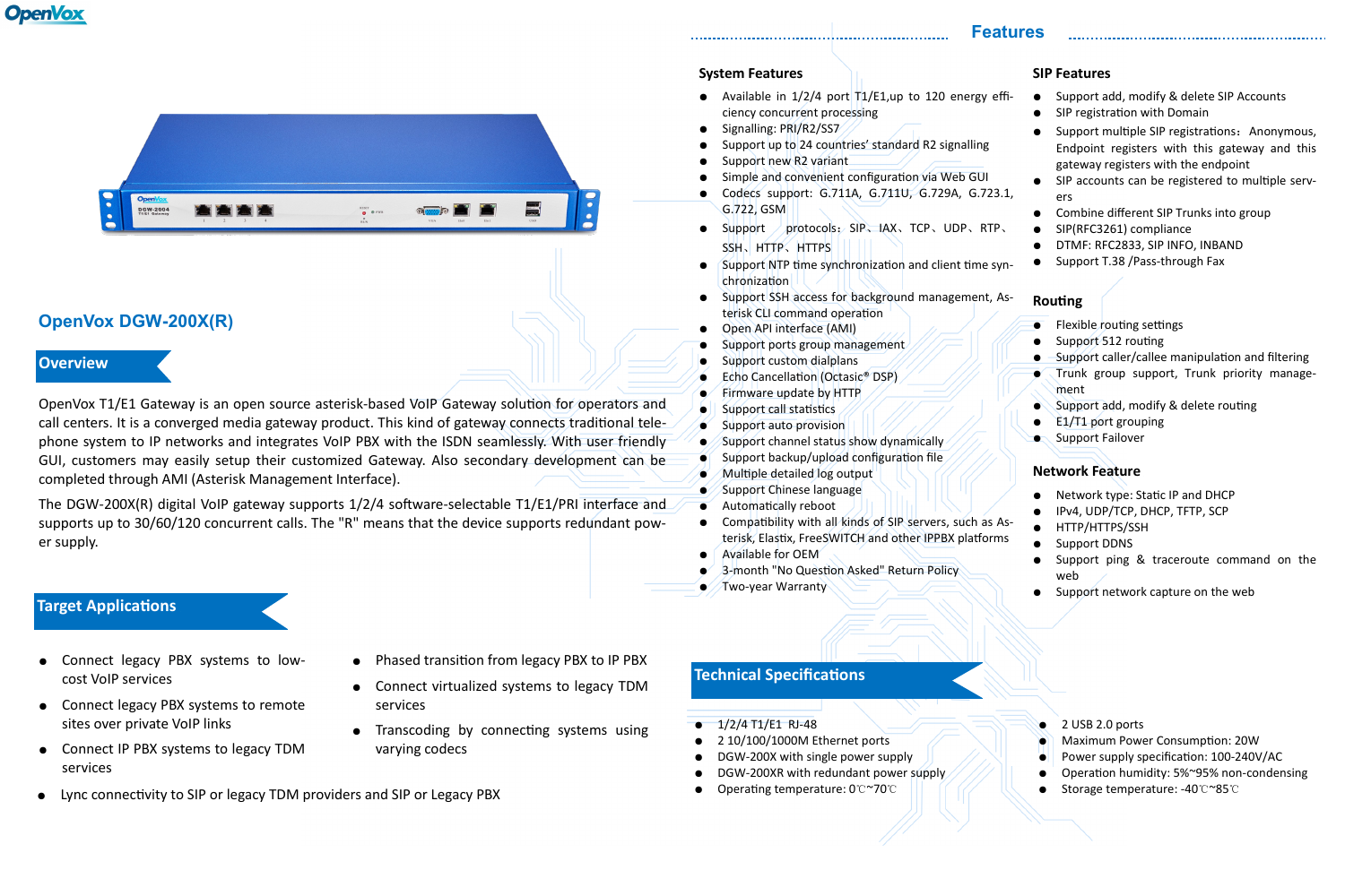# OpenVox DGW-200X(R)

## Overview

OpenVox T1/E1 Gateway is an open source asterisk-based VoIP Gateway solution for operators and call centers. It is a converged media gateway product. This kind of gateway connects traditional telephone system to IP networks and integrates VoIP PBX with the ISDN seamlessly. With user friendly GUI, customers may easily setup their customized Gateway. Also secondary development can be completed through AMI (Asterisk Management Interface).

The DGW-200X(R) digital VoIP gateway supports 1/2/4 software-selectable T1/E1/PRI interface and supports up to 30/60/120 concurrent calls. The "R" means that the device supports redundant power supply.

## Target Applications

- Connect legacy PBX systems to low-cost VoIP services
- Connect legacy PBX systems to remote sites over private VoIP links
- Connect IP PBX systems to legacy TDM services
- Phased transition from legacy PBX to IP PBX
- Connect virtualized systems to legacy TDM services
- Transcoding by connecting systems using varying codecs
- Lync connectivity to SIP or legacy TDM providers and SIP or Legacy PBX

## Features

### System Features

- Available in 1/2/4 port T1/E1,up to 120 energy efficiency concurrent processing
- Signalling: PRI/R2/SS7
- Support up to 24 countries' standard R2 signalling
- Support new R2 variant
- Simple and convenient configuration via Web GUI
- Codecs support: G.711A, G.711U, G.729A, G.723.1, G.722, GSM
- Support protocols: SIP、IAX、TCP、UDP、RTP、SSH、HTTP、HTTPS
- Support NTP time synchronization and client time synchronization
- Support SSH access for background management, Asterisk CLI command operation
- Open API interface (AMI)
- Support ports group management
- Support custom dialplans
- Echo Cancellation (Octasic® DSP)
- Firmware update by HTTP
- Support call statistics
- Support auto provision
- Support channel status show dynamically
- Support backup/upload configuration file
- Multiple detailed log output
- Support Chinese language
- Automatically reboot
- Compatibility with all kinds of SIP servers, such as Asterisk, Elastix, FreeSWITCH and other IPPBX platforms
- Available for OEM
- 3-month "No Question Asked" Return Policy
- Two-year Warranty

### SIP Features

- Support add, modify & delete SIP Accounts
- SIP registration with Domain
- Support multiple SIP registrations：Anonymous, Endpoint registers with this gateway and this gateway registers with the endpoint
- SIP accounts can be registered to multiple servers
- Combine different SIP Trunks into group
- SIP(RFC3261) compliance
- DTMF: RFC2833, SIP INFO, INBAND
- Support T.38 /Pass-through Fax

### Routing

- Flexible routing settings
- Support 512 routing
- Support caller/callee manipulation and filtering
- Trunk group support, Trunk priority management
- Support add, modify & delete routing
- E1/T1 port grouping
- Support Failover

### Network Feature

- Network type: Static IP and DHCP
- IPv4, UDP/TCP, DHCP, TFTP, SCP
- HTTP/HTTPS/SSH
- Support DDNS
- Support ping & traceroute command on the web
- Support network capture on the web

## Technical Specifications

- 1/2/4 T1/E1 RJ-48
- 2 10/100/1000M Ethernet ports
- DGW-200X with single power supply
- DGW-200XR with redundant power supply
- Operating temperature: 0℃~70℃
- 2 USB 2.0 ports
- Maximum Power Consumption: 20W
- Power supply specification: 100-240V/AC
- Operation humidity: 5%~95% non-condensing
- Storage temperature: -40℃~85℃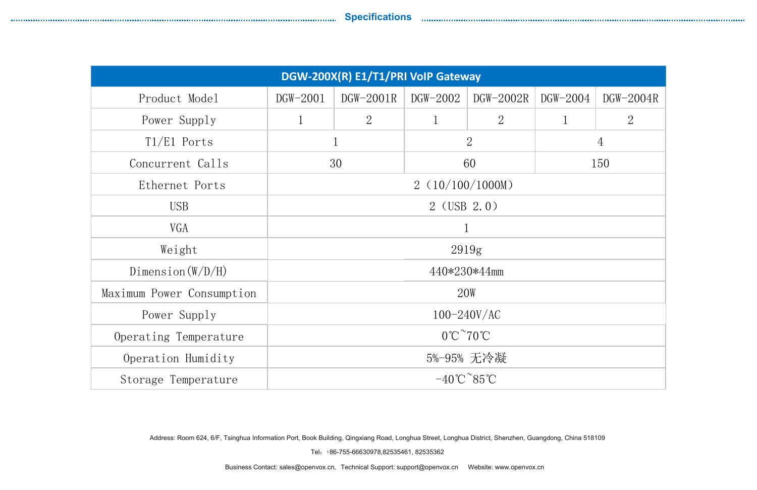## Specifications

| DGW-200X(R) E1/T1/PRI VoIP Gateway | | | | | | |
|---|---|---|---|---|---|---|
| Product Model | DGW-2001 | DGW-2001R | DGW-2002 | DGW-2002R | DGW-2004 | DGW-2004R |
| Power Supply | 1 | 2 | 1 | 2 | 1 | 2 |
| T1/E1 Ports | 1 | | 2 | | 4 | |
| Concurrent Calls | 30 | | 60 | | 150 | |
| Ethernet Ports | 2（10/100/1000M） | | | | | |
| USB | 2（USB 2.0） | | | | | |
| VGA | 1 | | | | | |
| Weight | 2919g | | | | | |
| Dimension(W/D/H) | 440*230*44mm | | | | | |
| Maximum Power Consumption | 20W | | | | | |
| Power Supply | 100-240V/AC | | | | | |
| Operating Temperature | 0℃~70℃ | | | | | |
| Operation Humidity | 5%-95% 无冷凝 | | | | | |
| Storage Temperature | -40℃~85℃ | | | | | |

Address: Room 624, 6/F, Tsinghua Information Port, Book Building, Qingxiang Road, Longhua Street, Longhua District, Shenzhen, Guangdong, China 518109

Tel：+86-755-66630978,82535461, 82535362

Business Contact: sales@openvox.cn, Technical Support: support@openvox.cn Website: www.openvox.cn